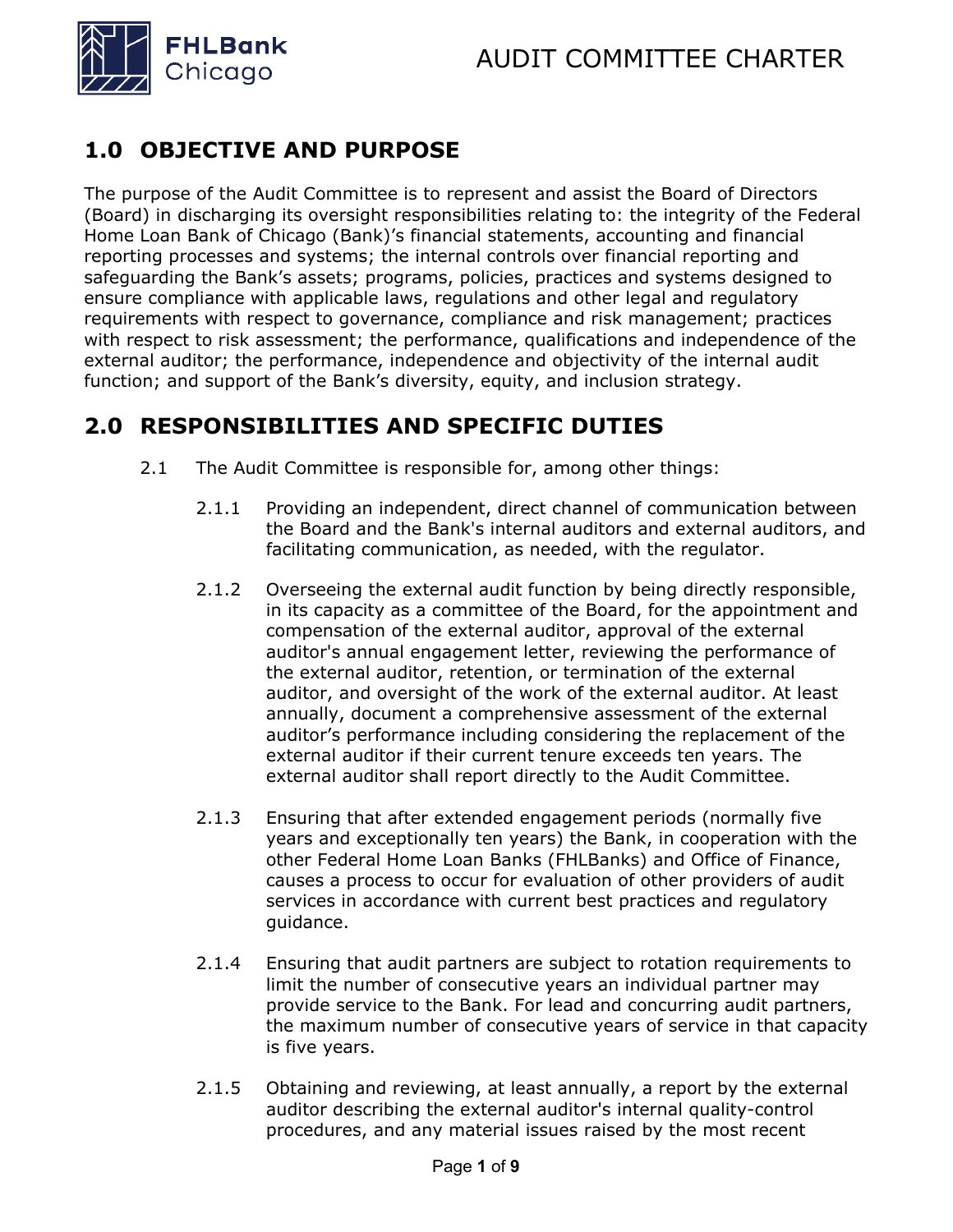# AUDIT COMMITTEE CHARTER

## 1.0 OBJECTIVE AND PURPOSE

The purpose of the Audit Committee is to represent and assist the Board of Directors (Board) in discharging its oversight responsibilities relating to: the integrity of the Federal Home Loan Bank of Chicago (Bank)'s financial statements, accounting and financial reporting processes and systems; the internal controls over financial reporting and safeguarding the Bank's assets; programs, policies, practices and systems designed to ensure compliance with applicable laws, regulations and other legal and regulatory requirements with respect to governance, compliance and risk management; practices with respect to risk assessment; the performance, qualifications and independence of the external auditor; the performance, independence and objectivity of the internal audit function; and support of the Bank's diversity, equity, and inclusion strategy.

## 2.0 RESPONSIBILITIES AND SPECIFIC DUTIES

2.1 The Audit Committee is responsible for, among other things:

2.1.1 Providing an independent, direct channel of communication between the Board and the Bank's internal auditors and external auditors, and facilitating communication, as needed, with the regulator.

2.1.2 Overseeing the external audit function by being directly responsible, in its capacity as a committee of the Board, for the appointment and compensation of the external auditor, approval of the external auditor's annual engagement letter, reviewing the performance of the external auditor, retention, or termination of the external auditor, and oversight of the work of the external auditor. At least annually, document a comprehensive assessment of the external auditor's performance including considering the replacement of the external auditor if their current tenure exceeds ten years. The external auditor shall report directly to the Audit Committee.

2.1.3 Ensuring that after extended engagement periods (normally five years and exceptionally ten years) the Bank, in cooperation with the other Federal Home Loan Banks (FHLBanks) and Office of Finance, causes a process to occur for evaluation of other providers of audit services in accordance with current best practices and regulatory guidance.

2.1.4 Ensuring that audit partners are subject to rotation requirements to limit the number of consecutive years an individual partner may provide service to the Bank. For lead and concurring audit partners, the maximum number of consecutive years of service in that capacity is five years.

2.1.5 Obtaining and reviewing, at least annually, a report by the external auditor describing the external auditor's internal quality-control procedures, and any material issues raised by the most recent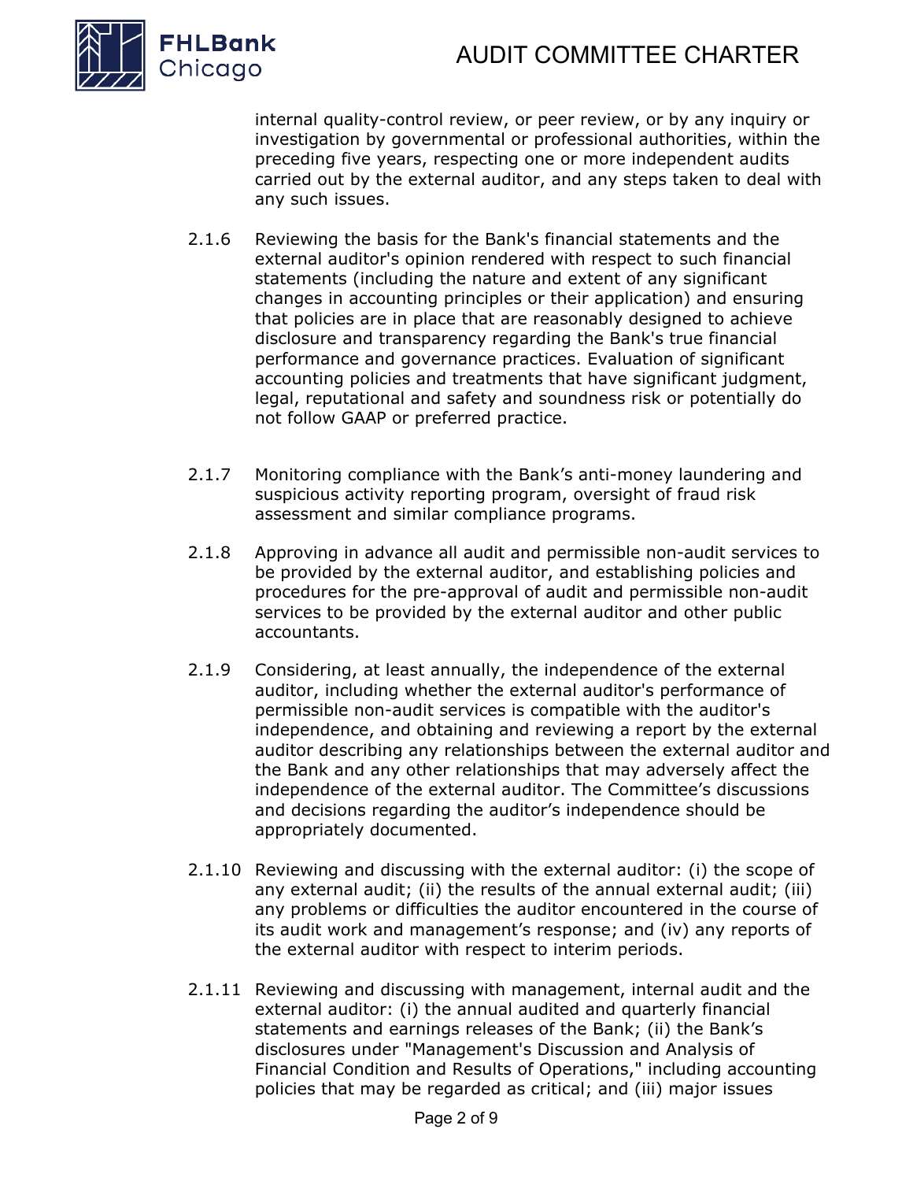internal quality-control review, or peer review, or by any inquiry or investigation by governmental or professional authorities, within the preceding five years, respecting one or more independent audits carried out by the external auditor, and any steps taken to deal with any such issues.

2.1.6 Reviewing the basis for the Bank's financial statements and the external auditor's opinion rendered with respect to such financial statements (including the nature and extent of any significant changes in accounting principles or their application) and ensuring that policies are in place that are reasonably designed to achieve disclosure and transparency regarding the Bank's true financial performance and governance practices. Evaluation of significant accounting policies and treatments that have significant judgment, legal, reputational and safety and soundness risk or potentially do not follow GAAP or preferred practice.

2.1.7 Monitoring compliance with the Bank's anti-money laundering and suspicious activity reporting program, oversight of fraud risk assessment and similar compliance programs.

2.1.8 Approving in advance all audit and permissible non-audit services to be provided by the external auditor, and establishing policies and procedures for the pre-approval of audit and permissible non-audit services to be provided by the external auditor and other public accountants.

2.1.9 Considering, at least annually, the independence of the external auditor, including whether the external auditor's performance of permissible non-audit services is compatible with the auditor's independence, and obtaining and reviewing a report by the external auditor describing any relationships between the external auditor and the Bank and any other relationships that may adversely affect the independence of the external auditor. The Committee's discussions and decisions regarding the auditor's independence should be appropriately documented.

2.1.10 Reviewing and discussing with the external auditor: (i) the scope of any external audit; (ii) the results of the annual external audit; (iii) any problems or difficulties the auditor encountered in the course of its audit work and management's response; and (iv) any reports of the external auditor with respect to interim periods.

2.1.11 Reviewing and discussing with management, internal audit and the external auditor: (i) the annual audited and quarterly financial statements and earnings releases of the Bank; (ii) the Bank's disclosures under "Management's Discussion and Analysis of Financial Condition and Results of Operations," including accounting policies that may be regarded as critical; and (iii) major issues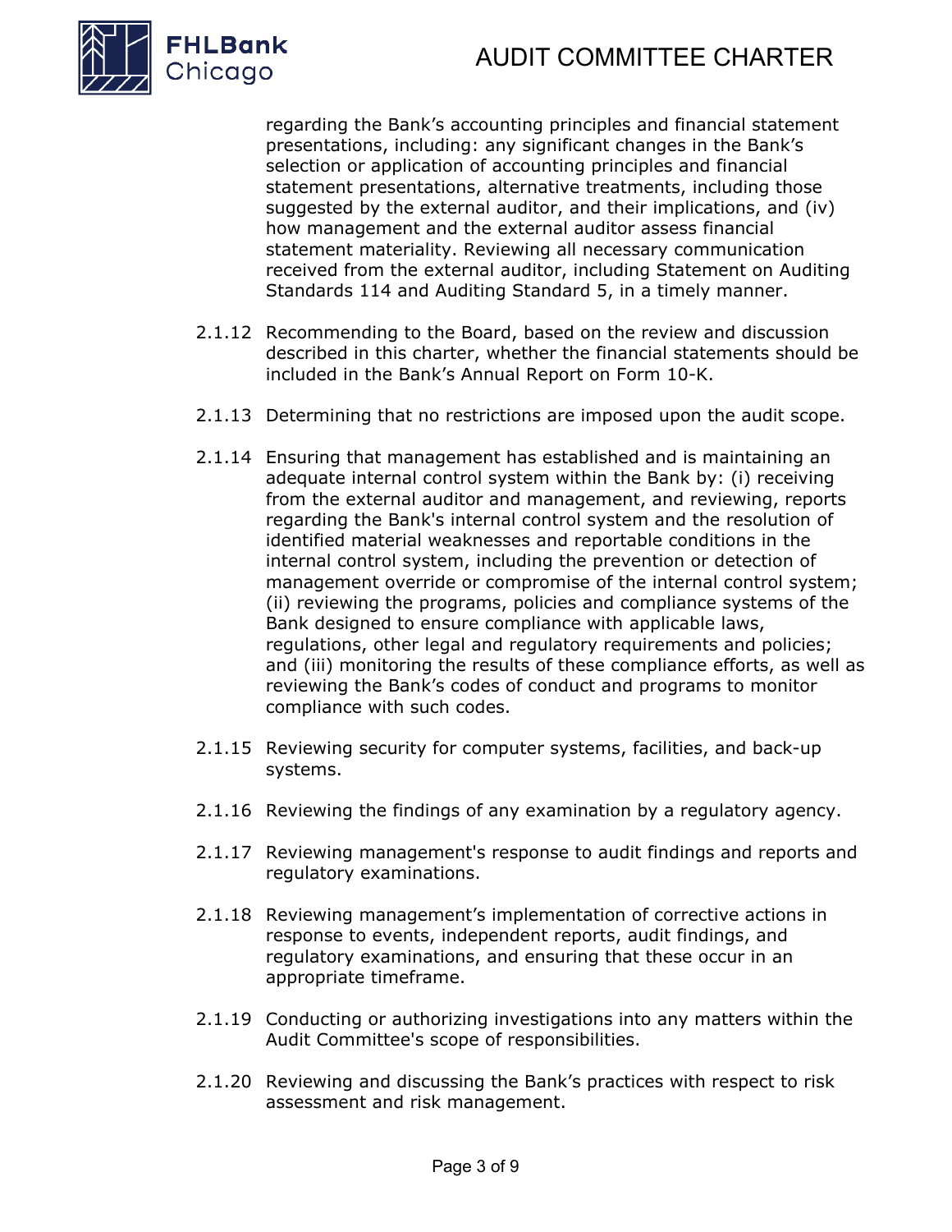regarding the Bank's accounting principles and financial statement presentations, including: any significant changes in the Bank's selection or application of accounting principles and financial statement presentations, alternative treatments, including those suggested by the external auditor, and their implications, and (iv) how management and the external auditor assess financial statement materiality. Reviewing all necessary communication received from the external auditor, including Statement on Auditing Standards 114 and Auditing Standard 5, in a timely manner.

2.1.12 Recommending to the Board, based on the review and discussion described in this charter, whether the financial statements should be included in the Bank's Annual Report on Form 10-K.

2.1.13 Determining that no restrictions are imposed upon the audit scope.

2.1.14 Ensuring that management has established and is maintaining an adequate internal control system within the Bank by: (i) receiving from the external auditor and management, and reviewing, reports regarding the Bank's internal control system and the resolution of identified material weaknesses and reportable conditions in the internal control system, including the prevention or detection of management override or compromise of the internal control system; (ii) reviewing the programs, policies and compliance systems of the Bank designed to ensure compliance with applicable laws, regulations, other legal and regulatory requirements and policies; and (iii) monitoring the results of these compliance efforts, as well as reviewing the Bank's codes of conduct and programs to monitor compliance with such codes.

2.1.15 Reviewing security for computer systems, facilities, and back-up systems.

2.1.16 Reviewing the findings of any examination by a regulatory agency.

2.1.17 Reviewing management's response to audit findings and reports and regulatory examinations.

2.1.18 Reviewing management's implementation of corrective actions in response to events, independent reports, audit findings, and regulatory examinations, and ensuring that these occur in an appropriate timeframe.

2.1.19 Conducting or authorizing investigations into any matters within the Audit Committee's scope of responsibilities.

2.1.20 Reviewing and discussing the Bank's practices with respect to risk assessment and risk management.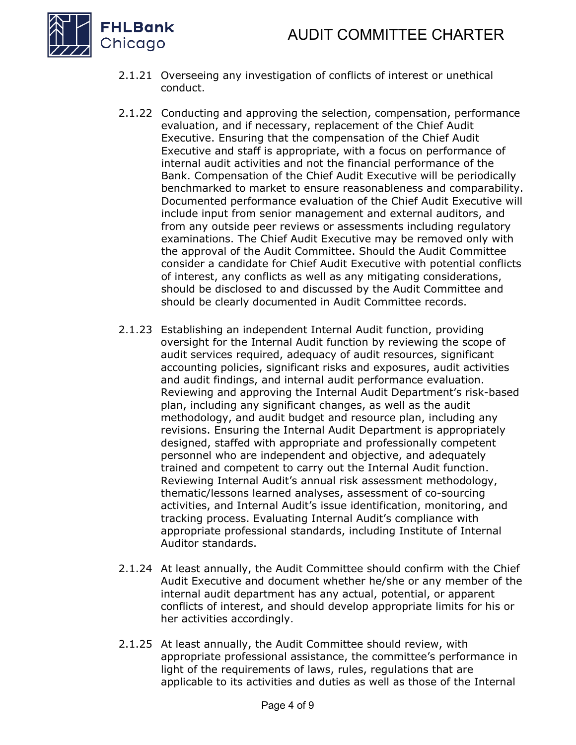2.1.21 Overseeing any investigation of conflicts of interest or unethical conduct.

2.1.22 Conducting and approving the selection, compensation, performance evaluation, and if necessary, replacement of the Chief Audit Executive. Ensuring that the compensation of the Chief Audit Executive and staff is appropriate, with a focus on performance of internal audit activities and not the financial performance of the Bank. Compensation of the Chief Audit Executive will be periodically benchmarked to market to ensure reasonableness and comparability. Documented performance evaluation of the Chief Audit Executive will include input from senior management and external auditors, and from any outside peer reviews or assessments including regulatory examinations. The Chief Audit Executive may be removed only with the approval of the Audit Committee. Should the Audit Committee consider a candidate for Chief Audit Executive with potential conflicts of interest, any conflicts as well as any mitigating considerations, should be disclosed to and discussed by the Audit Committee and should be clearly documented in Audit Committee records.

2.1.23 Establishing an independent Internal Audit function, providing oversight for the Internal Audit function by reviewing the scope of audit services required, adequacy of audit resources, significant accounting policies, significant risks and exposures, audit activities and audit findings, and internal audit performance evaluation. Reviewing and approving the Internal Audit Department's risk-based plan, including any significant changes, as well as the audit methodology, and audit budget and resource plan, including any revisions. Ensuring the Internal Audit Department is appropriately designed, staffed with appropriate and professionally competent personnel who are independent and objective, and adequately trained and competent to carry out the Internal Audit function. Reviewing Internal Audit's annual risk assessment methodology, thematic/lessons learned analyses, assessment of co-sourcing activities, and Internal Audit's issue identification, monitoring, and tracking process. Evaluating Internal Audit's compliance with appropriate professional standards, including Institute of Internal Auditor standards.

2.1.24 At least annually, the Audit Committee should confirm with the Chief Audit Executive and document whether he/she or any member of the internal audit department has any actual, potential, or apparent conflicts of interest, and should develop appropriate limits for his or her activities accordingly.

2.1.25 At least annually, the Audit Committee should review, with appropriate professional assistance, the committee's performance in light of the requirements of laws, rules, regulations that are applicable to its activities and duties as well as those of the Internal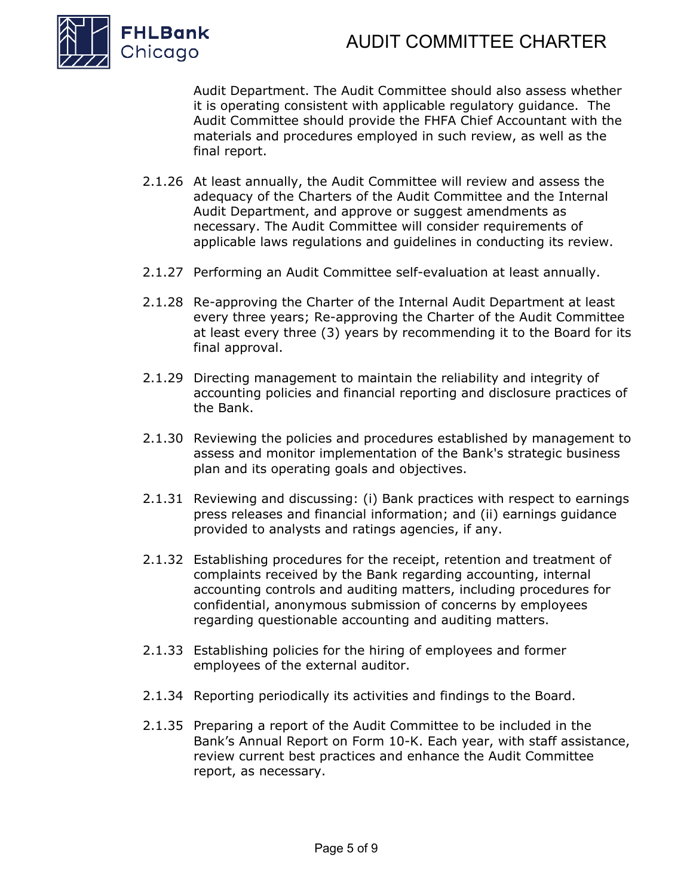Audit Department. The Audit Committee should also assess whether it is operating consistent with applicable regulatory guidance. The Audit Committee should provide the FHFA Chief Accountant with the materials and procedures employed in such review, as well as the final report.

2.1.26 At least annually, the Audit Committee will review and assess the adequacy of the Charters of the Audit Committee and the Internal Audit Department, and approve or suggest amendments as necessary. The Audit Committee will consider requirements of applicable laws regulations and guidelines in conducting its review.

2.1.27 Performing an Audit Committee self-evaluation at least annually.

2.1.28 Re-approving the Charter of the Internal Audit Department at least every three years; Re-approving the Charter of the Audit Committee at least every three (3) years by recommending it to the Board for its final approval.

2.1.29 Directing management to maintain the reliability and integrity of accounting policies and financial reporting and disclosure practices of the Bank.

2.1.30 Reviewing the policies and procedures established by management to assess and monitor implementation of the Bank's strategic business plan and its operating goals and objectives.

2.1.31 Reviewing and discussing: (i) Bank practices with respect to earnings press releases and financial information; and (ii) earnings guidance provided to analysts and ratings agencies, if any.

2.1.32 Establishing procedures for the receipt, retention and treatment of complaints received by the Bank regarding accounting, internal accounting controls and auditing matters, including procedures for confidential, anonymous submission of concerns by employees regarding questionable accounting and auditing matters.

2.1.33 Establishing policies for the hiring of employees and former employees of the external auditor.

2.1.34 Reporting periodically its activities and findings to the Board.

2.1.35 Preparing a report of the Audit Committee to be included in the Bank's Annual Report on Form 10-K. Each year, with staff assistance, review current best practices and enhance the Audit Committee report, as necessary.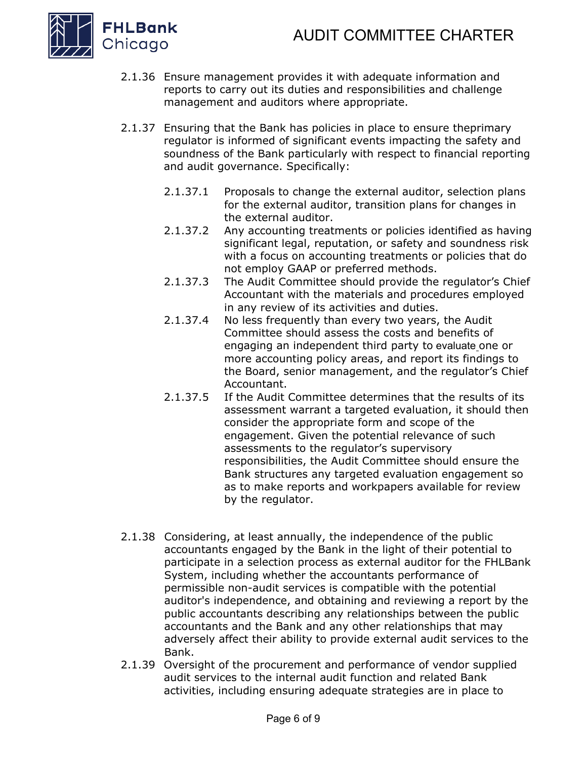2.1.36 Ensure management provides it with adequate information and reports to carry out its duties and responsibilities and challenge management and auditors where appropriate.

2.1.37 Ensuring that the Bank has policies in place to ensure theprimary regulator is informed of significant events impacting the safety and soundness of the Bank particularly with respect to financial reporting and audit governance. Specifically:

2.1.37.1 Proposals to change the external auditor, selection plans for the external auditor, transition plans for changes in the external auditor.

2.1.37.2 Any accounting treatments or policies identified as having significant legal, reputation, or safety and soundness risk with a focus on accounting treatments or policies that do not employ GAAP or preferred methods.

2.1.37.3 The Audit Committee should provide the regulator's Chief Accountant with the materials and procedures employed in any review of its activities and duties.

2.1.37.4 No less frequently than every two years, the Audit Committee should assess the costs and benefits of engaging an independent third party to evaluate one or more accounting policy areas, and report its findings to the Board, senior management, and the regulator's Chief Accountant.

2.1.37.5 If the Audit Committee determines that the results of its assessment warrant a targeted evaluation, it should then consider the appropriate form and scope of the engagement. Given the potential relevance of such assessments to the regulator's supervisory responsibilities, the Audit Committee should ensure the Bank structures any targeted evaluation engagement so as to make reports and workpapers available for review by the regulator.

2.1.38 Considering, at least annually, the independence of the public accountants engaged by the Bank in the light of their potential to participate in a selection process as external auditor for the FHLBank System, including whether the accountants performance of permissible non-audit services is compatible with the potential auditor's independence, and obtaining and reviewing a report by the public accountants describing any relationships between the public accountants and the Bank and any other relationships that may adversely affect their ability to provide external audit services to the Bank.

2.1.39 Oversight of the procurement and performance of vendor supplied audit services to the internal audit function and related Bank activities, including ensuring adequate strategies are in place to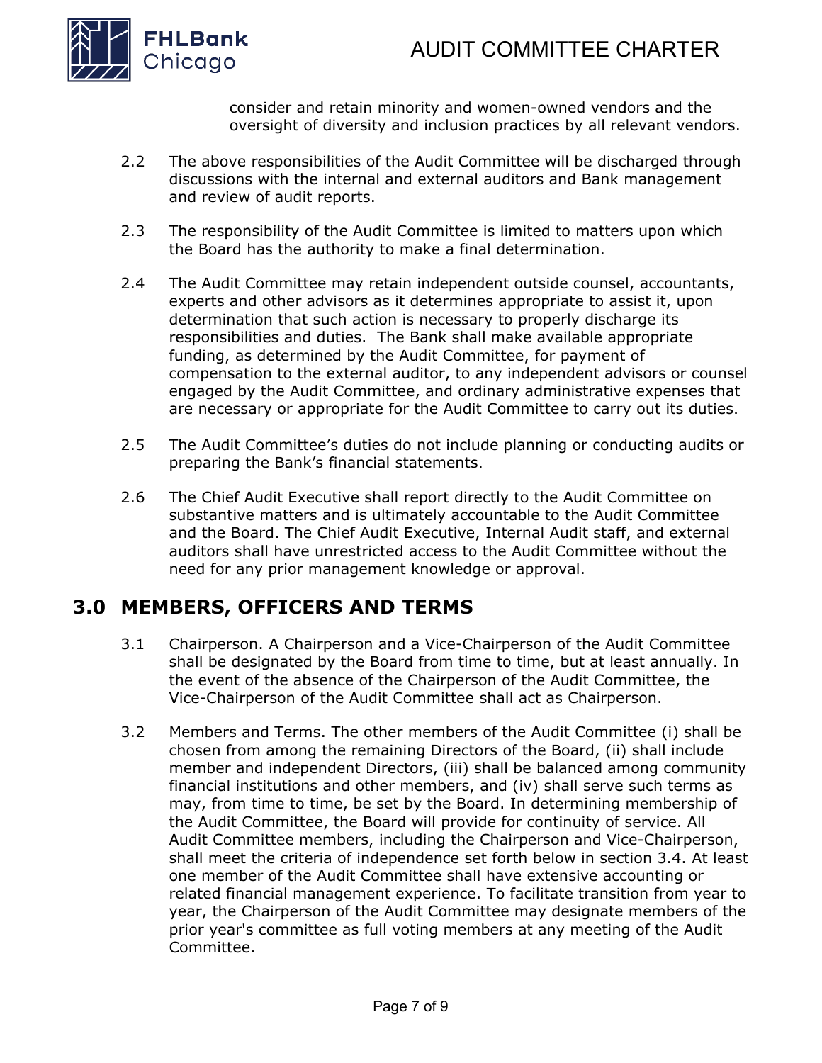consider and retain minority and women-owned vendors and the oversight of diversity and inclusion practices by all relevant vendors.

2.2 The above responsibilities of the Audit Committee will be discharged through discussions with the internal and external auditors and Bank management and review of audit reports.

2.3 The responsibility of the Audit Committee is limited to matters upon which the Board has the authority to make a final determination.

2.4 The Audit Committee may retain independent outside counsel, accountants, experts and other advisors as it determines appropriate to assist it, upon determination that such action is necessary to properly discharge its responsibilities and duties. The Bank shall make available appropriate funding, as determined by the Audit Committee, for payment of compensation to the external auditor, to any independent advisors or counsel engaged by the Audit Committee, and ordinary administrative expenses that are necessary or appropriate for the Audit Committee to carry out its duties.

2.5 The Audit Committee's duties do not include planning or conducting audits or preparing the Bank's financial statements.

2.6 The Chief Audit Executive shall report directly to the Audit Committee on substantive matters and is ultimately accountable to the Audit Committee and the Board. The Chief Audit Executive, Internal Audit staff, and external auditors shall have unrestricted access to the Audit Committee without the need for any prior management knowledge or approval.

# 3.0 MEMBERS, OFFICERS AND TERMS

3.1 Chairperson. A Chairperson and a Vice-Chairperson of the Audit Committee shall be designated by the Board from time to time, but at least annually. In the event of the absence of the Chairperson of the Audit Committee, the Vice-Chairperson of the Audit Committee shall act as Chairperson.

3.2 Members and Terms. The other members of the Audit Committee (i) shall be chosen from among the remaining Directors of the Board, (ii) shall include member and independent Directors, (iii) shall be balanced among community financial institutions and other members, and (iv) shall serve such terms as may, from time to time, be set by the Board. In determining membership of the Audit Committee, the Board will provide for continuity of service. All Audit Committee members, including the Chairperson and Vice-Chairperson, shall meet the criteria of independence set forth below in section 3.4. At least one member of the Audit Committee shall have extensive accounting or related financial management experience. To facilitate transition from year to year, the Chairperson of the Audit Committee may designate members of the prior year's committee as full voting members at any meeting of the Audit Committee.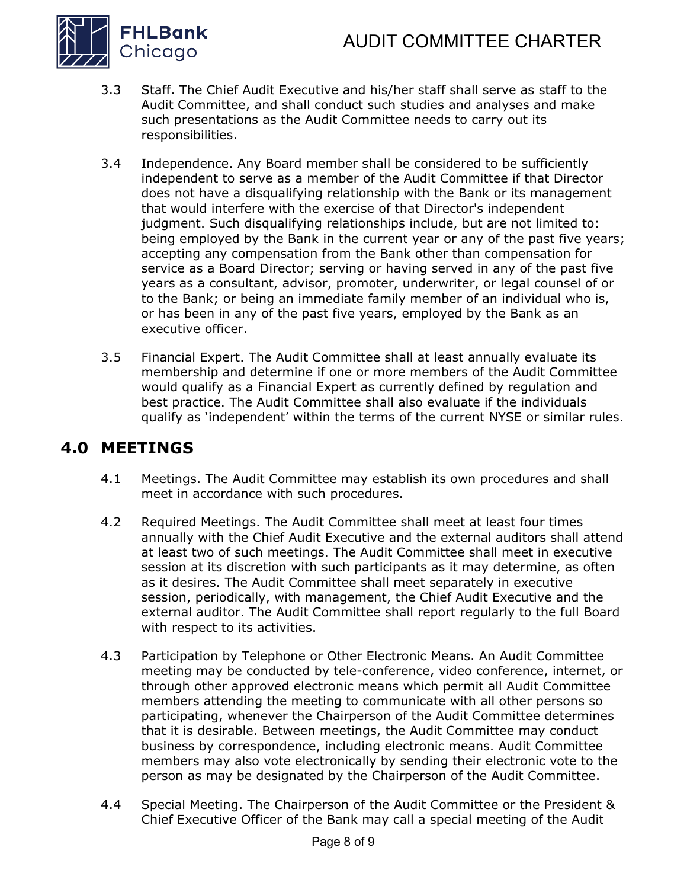3.3 Staff. The Chief Audit Executive and his/her staff shall serve as staff to the Audit Committee, and shall conduct such studies and analyses and make such presentations as the Audit Committee needs to carry out its responsibilities.

3.4 Independence. Any Board member shall be considered to be sufficiently independent to serve as a member of the Audit Committee if that Director does not have a disqualifying relationship with the Bank or its management that would interfere with the exercise of that Director's independent judgment. Such disqualifying relationships include, but are not limited to: being employed by the Bank in the current year or any of the past five years; accepting any compensation from the Bank other than compensation for service as a Board Director; serving or having served in any of the past five years as a consultant, advisor, promoter, underwriter, or legal counsel of or to the Bank; or being an immediate family member of an individual who is, or has been in any of the past five years, employed by the Bank as an executive officer.

3.5 Financial Expert. The Audit Committee shall at least annually evaluate its membership and determine if one or more members of the Audit Committee would qualify as a Financial Expert as currently defined by regulation and best practice. The Audit Committee shall also evaluate if the individuals qualify as 'independent' within the terms of the current NYSE or similar rules.

## 4.0 MEETINGS

4.1 Meetings. The Audit Committee may establish its own procedures and shall meet in accordance with such procedures.

4.2 Required Meetings. The Audit Committee shall meet at least four times annually with the Chief Audit Executive and the external auditors shall attend at least two of such meetings. The Audit Committee shall meet in executive session at its discretion with such participants as it may determine, as often as it desires. The Audit Committee shall meet separately in executive session, periodically, with management, the Chief Audit Executive and the external auditor. The Audit Committee shall report regularly to the full Board with respect to its activities.

4.3 Participation by Telephone or Other Electronic Means. An Audit Committee meeting may be conducted by tele-conference, video conference, internet, or through other approved electronic means which permit all Audit Committee members attending the meeting to communicate with all other persons so participating, whenever the Chairperson of the Audit Committee determines that it is desirable. Between meetings, the Audit Committee may conduct business by correspondence, including electronic means. Audit Committee members may also vote electronically by sending their electronic vote to the person as may be designated by the Chairperson of the Audit Committee.

4.4 Special Meeting. The Chairperson of the Audit Committee or the President & Chief Executive Officer of the Bank may call a special meeting of the Audit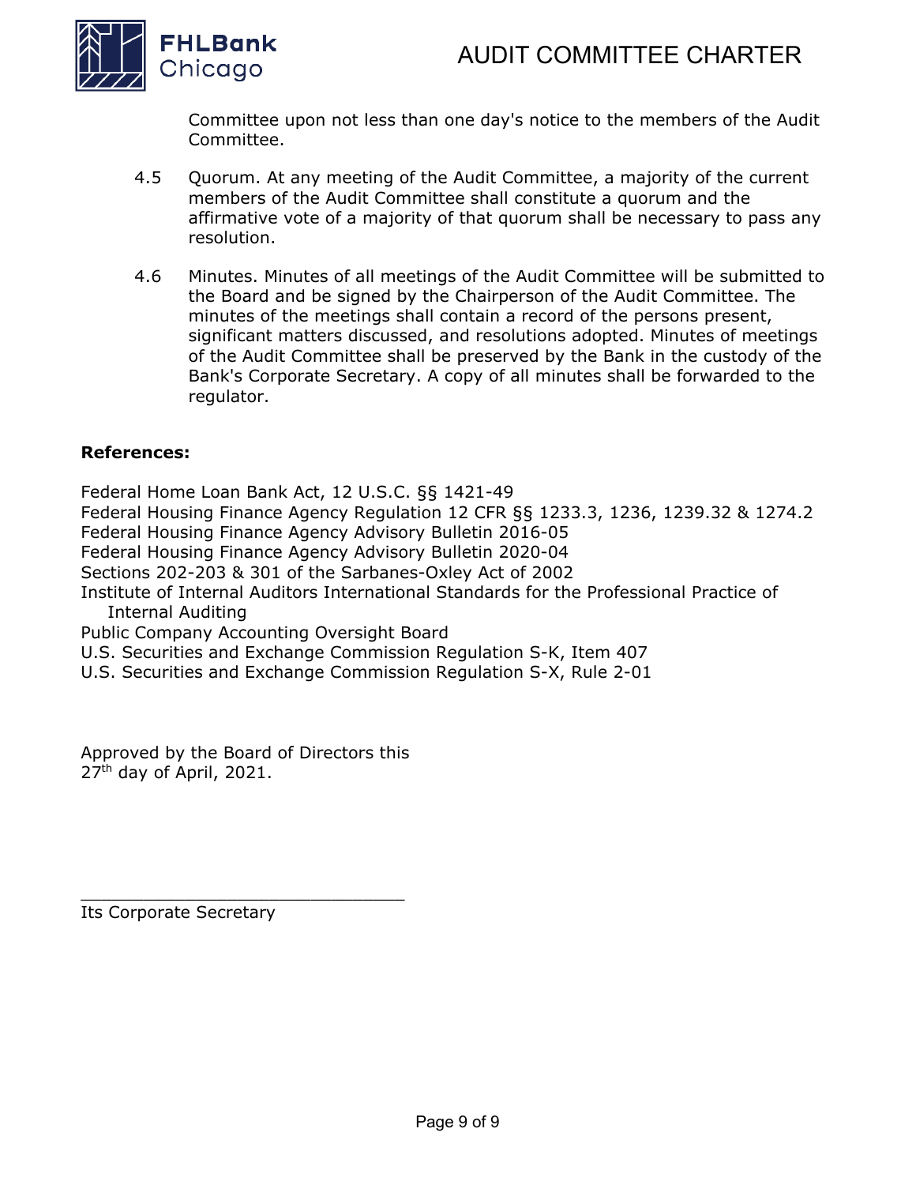Committee upon not less than one day's notice to the members of the Audit Committee.

4.5 Quorum. At any meeting of the Audit Committee, a majority of the current members of the Audit Committee shall constitute a quorum and the affirmative vote of a majority of that quorum shall be necessary to pass any resolution.

4.6 Minutes. Minutes of all meetings of the Audit Committee will be submitted to the Board and be signed by the Chairperson of the Audit Committee. The minutes of the meetings shall contain a record of the persons present, significant matters discussed, and resolutions adopted. Minutes of meetings of the Audit Committee shall be preserved by the Bank in the custody of the Bank's Corporate Secretary. A copy of all minutes shall be forwarded to the regulator.

**References:**

Federal Home Loan Bank Act, 12 U.S.C. §§ 1421-49
Federal Housing Finance Agency Regulation 12 CFR §§ 1233.3, 1236, 1239.32 & 1274.2
Federal Housing Finance Agency Advisory Bulletin 2016-05
Federal Housing Finance Agency Advisory Bulletin 2020-04
Sections 202-203 & 301 of the Sarbanes-Oxley Act of 2002
Institute of Internal Auditors International Standards for the Professional Practice of Internal Auditing
Public Company Accounting Oversight Board
U.S. Securities and Exchange Commission Regulation S-K, Item 407
U.S. Securities and Exchange Commission Regulation S-X, Rule 2-01

Approved by the Board of Directors this
27th day of April, 2021.

________________________________
Its Corporate Secretary